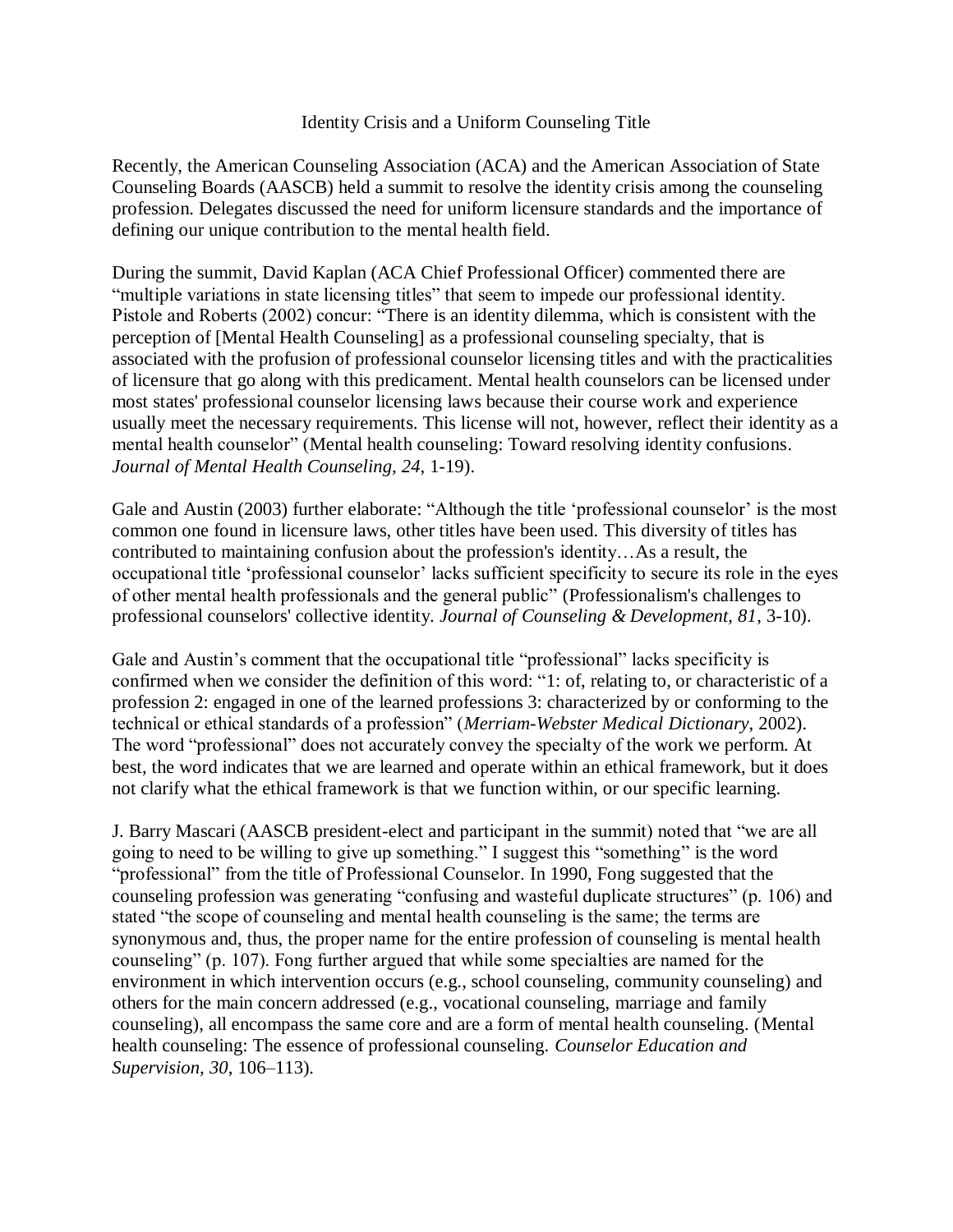# Identity Crisis and a Uniform Counseling Title

Recently, the American Counseling Association (ACA) and the American Association of State Counseling Boards (AASCB) held a summit to resolve the identity crisis among the counseling profession. Delegates discussed the need for uniform licensure standards and the importance of defining our unique contribution to the mental health field.

During the summit, David Kaplan (ACA Chief Professional Officer) commented there are "multiple variations in state licensing titles" that seem to impede our professional identity. Pistole and Roberts (2002) concur: "There is an identity dilemma, which is consistent with the perception of [Mental Health Counseling] as a professional counseling specialty, that is associated with the profusion of professional counselor licensing titles and with the practicalities of licensure that go along with this predicament. Mental health counselors can be licensed under most states' professional counselor licensing laws because their course work and experience usually meet the necessary requirements. This license will not, however, reflect their identity as a mental health counselor" (Mental health counseling: Toward resolving identity confusions. *Journal of Mental Health Counseling, 24*, 1-19).

Gale and Austin (2003) further elaborate: "Although the title 'professional counselor' is the most common one found in licensure laws, other titles have been used. This diversity of titles has contributed to maintaining confusion about the profession's identity…As a result, the occupational title 'professional counselor' lacks sufficient specificity to secure its role in the eyes of other mental health professionals and the general public" (Professionalism's challenges to professional counselors' collective identity. *Journal of Counseling & Development, 81*, 3-10).

Gale and Austin's comment that the occupational title "professional" lacks specificity is confirmed when we consider the definition of this word: "1: of, relating to, or characteristic of a profession 2: engaged in one of the learned professions 3: characterized by or conforming to the technical or ethical standards of a profession" (*Merriam-Webster Medical Dictionary*, 2002). The word "professional" does not accurately convey the specialty of the work we perform. At best, the word indicates that we are learned and operate within an ethical framework, but it does not clarify what the ethical framework is that we function within, or our specific learning.

J. Barry Mascari (AASCB president-elect and participant in the summit) noted that "we are all going to need to be willing to give up something." I suggest this "something" is the word "professional" from the title of Professional Counselor. In 1990, Fong suggested that the counseling profession was generating "confusing and wasteful duplicate structures" (p. 106) and stated "the scope of counseling and mental health counseling is the same; the terms are synonymous and, thus, the proper name for the entire profession of counseling is mental health counseling" (p. 107). Fong further argued that while some specialties are named for the environment in which intervention occurs (e.g., school counseling, community counseling) and others for the main concern addressed (e.g., vocational counseling, marriage and family counseling), all encompass the same core and are a form of mental health counseling. (Mental health counseling: The essence of professional counseling. *Counselor Education and Supervision, 30*, 106–113).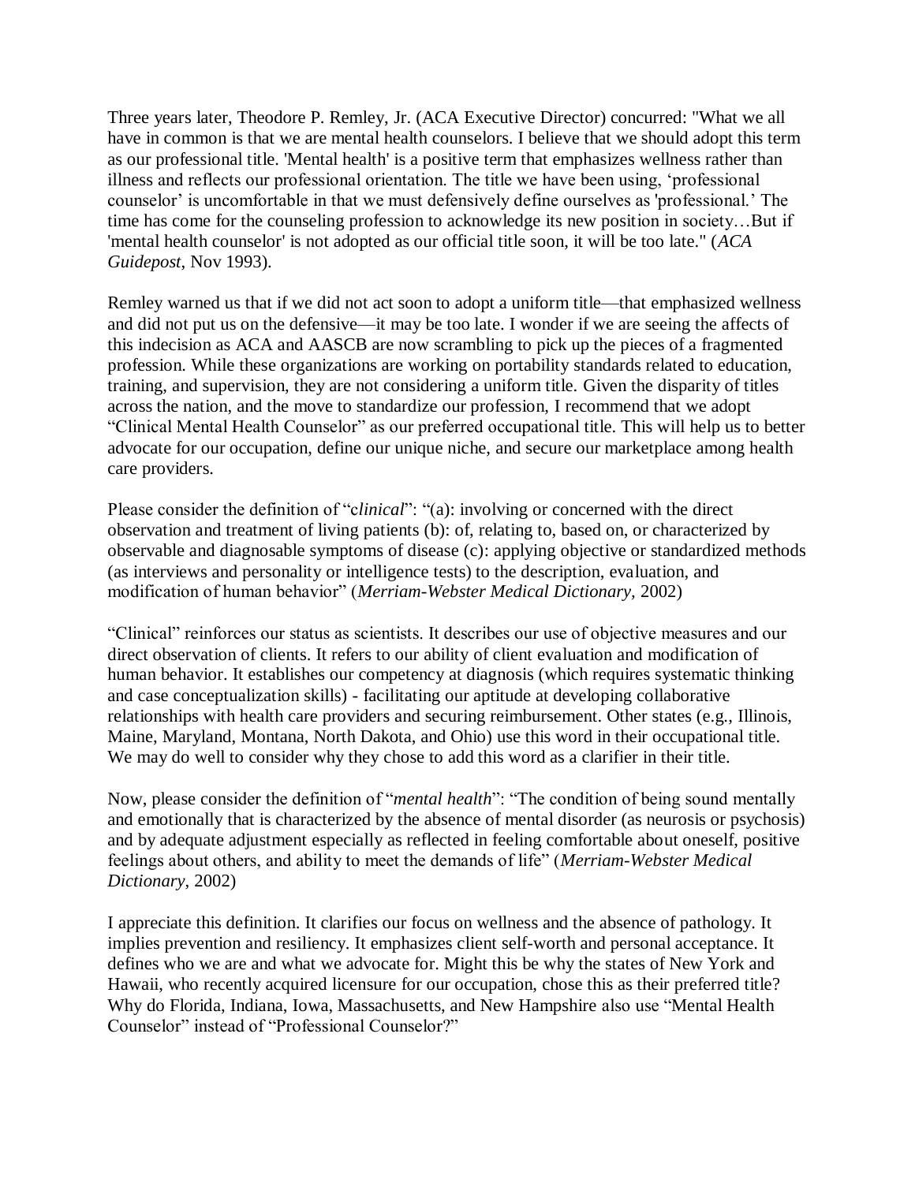Three years later, Theodore P. Remley, Jr. (ACA Executive Director) concurred: "What we all have in common is that we are mental health counselors. I believe that we should adopt this term as our professional title. 'Mental health' is a positive term that emphasizes wellness rather than illness and reflects our professional orientation. The title we have been using, 'professional counselor' is uncomfortable in that we must defensively define ourselves as 'professional.' The time has come for the counseling profession to acknowledge its new position in society…But if 'mental health counselor' is not adopted as our official title soon, it will be too late." (*ACA Guidepost*, Nov 1993).

Remley warned us that if we did not act soon to adopt a uniform title—that emphasized wellness and did not put us on the defensive—it may be too late. I wonder if we are seeing the affects of this indecision as ACA and AASCB are now scrambling to pick up the pieces of a fragmented profession. While these organizations are working on portability standards related to education, training, and supervision, they are not considering a uniform title. Given the disparity of titles across the nation, and the move to standardize our profession, I recommend that we adopt "Clinical Mental Health Counselor" as our preferred occupational title. This will help us to better advocate for our occupation, define our unique niche, and secure our marketplace among health care providers.

Please consider the definition of "c*linical*": "(a): involving or concerned with the direct observation and treatment of living patients (b): of, relating to, based on, or characterized by observable and diagnosable symptoms of disease (c): applying objective or standardized methods (as interviews and personality or intelligence tests) to the description, evaluation, and modification of human behavior" (*Merriam-Webster Medical Dictionary,* 2002)

"Clinical" reinforces our status as scientists. It describes our use of objective measures and our direct observation of clients. It refers to our ability of client evaluation and modification of human behavior. It establishes our competency at diagnosis (which requires systematic thinking and case conceptualization skills) - facilitating our aptitude at developing collaborative relationships with health care providers and securing reimbursement. Other states (e.g., Illinois, Maine, Maryland, Montana, North Dakota, and Ohio) use this word in their occupational title. We may do well to consider why they chose to add this word as a clarifier in their title.

Now, please consider the definition of "*mental health*": "The condition of being sound mentally and emotionally that is characterized by the absence of mental disorder (as neurosis or psychosis) and by adequate adjustment especially as reflected in feeling comfortable about oneself, positive feelings about others, and ability to meet the demands of life" (*Merriam-Webster Medical Dictionary*, 2002)

I appreciate this definition. It clarifies our focus on wellness and the absence of pathology. It implies prevention and resiliency. It emphasizes client self-worth and personal acceptance. It defines who we are and what we advocate for. Might this be why the states of New York and Hawaii, who recently acquired licensure for our occupation, chose this as their preferred title? Why do Florida, Indiana, Iowa, Massachusetts, and New Hampshire also use "Mental Health Counselor" instead of "Professional Counselor?"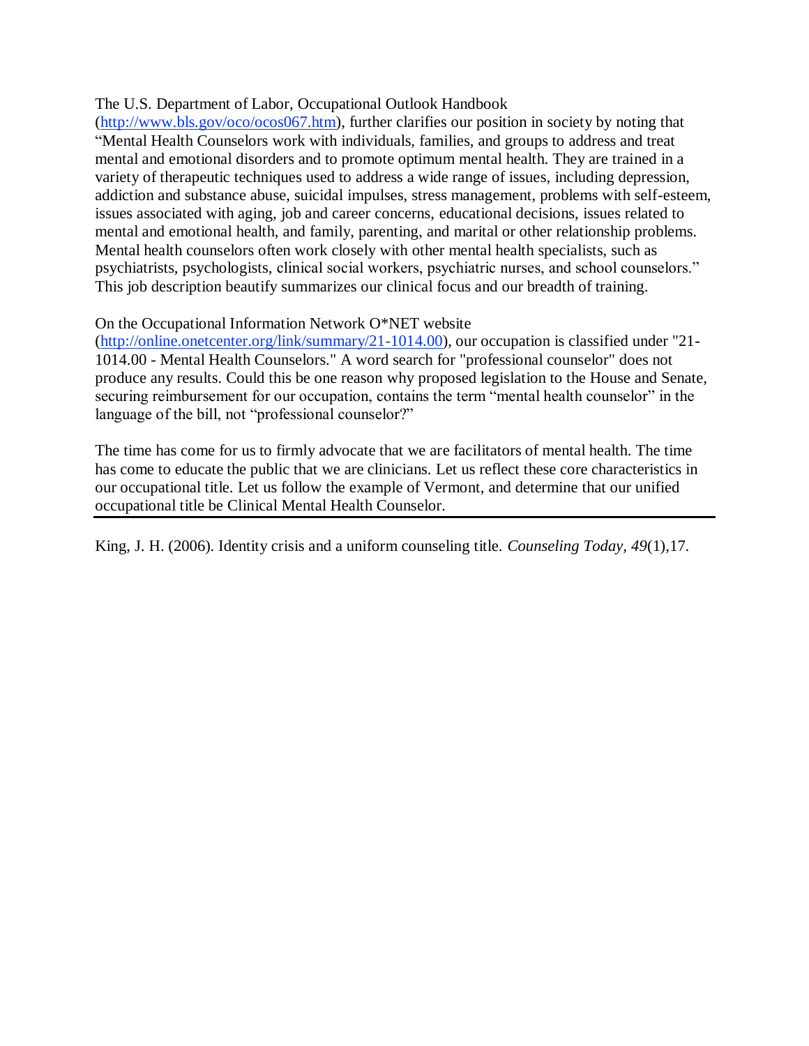The U.S. Department of Labor, Occupational Outlook Handbook (http://www.bls.gov/oco/ocos067.htm), further clarifies our position in society by noting that "Mental Health Counselors work with individuals, families, and groups to address and treat mental and emotional disorders and to promote optimum mental health. They are trained in a variety of therapeutic techniques used to address a wide range of issues, including depression, addiction and substance abuse, suicidal impulses, stress management, problems with self-esteem, issues associated with aging, job and career concerns, educational decisions, issues related to mental and emotional health, and family, parenting, and marital or other relationship problems. Mental health counselors often work closely with other mental health specialists, such as psychiatrists, psychologists, clinical social workers, psychiatric nurses, and school counselors." This job description beautify summarizes our clinical focus and our breadth of training.

On the Occupational Information Network O*NET website (http://online.onetcenter.org/link/summary/21-1014.00), our occupation is classified under "21-1014.00 - Mental Health Counselors." A word search for "professional counselor" does not produce any results. Could this be one reason why proposed legislation to the House and Senate, securing reimbursement for our occupation, contains the term "mental health counselor" in the language of the bill, not "professional counselor?"

The time has come for us to firmly advocate that we are facilitators of mental health. The time has come to educate the public that we are clinicians. Let us reflect these core characteristics in our occupational title. Let us follow the example of Vermont, and determine that our unified occupational title be Clinical Mental Health Counselor.

---

King, J. H. (2006). Identity crisis and a uniform counseling title. *Counseling Today, 49*(1),17.